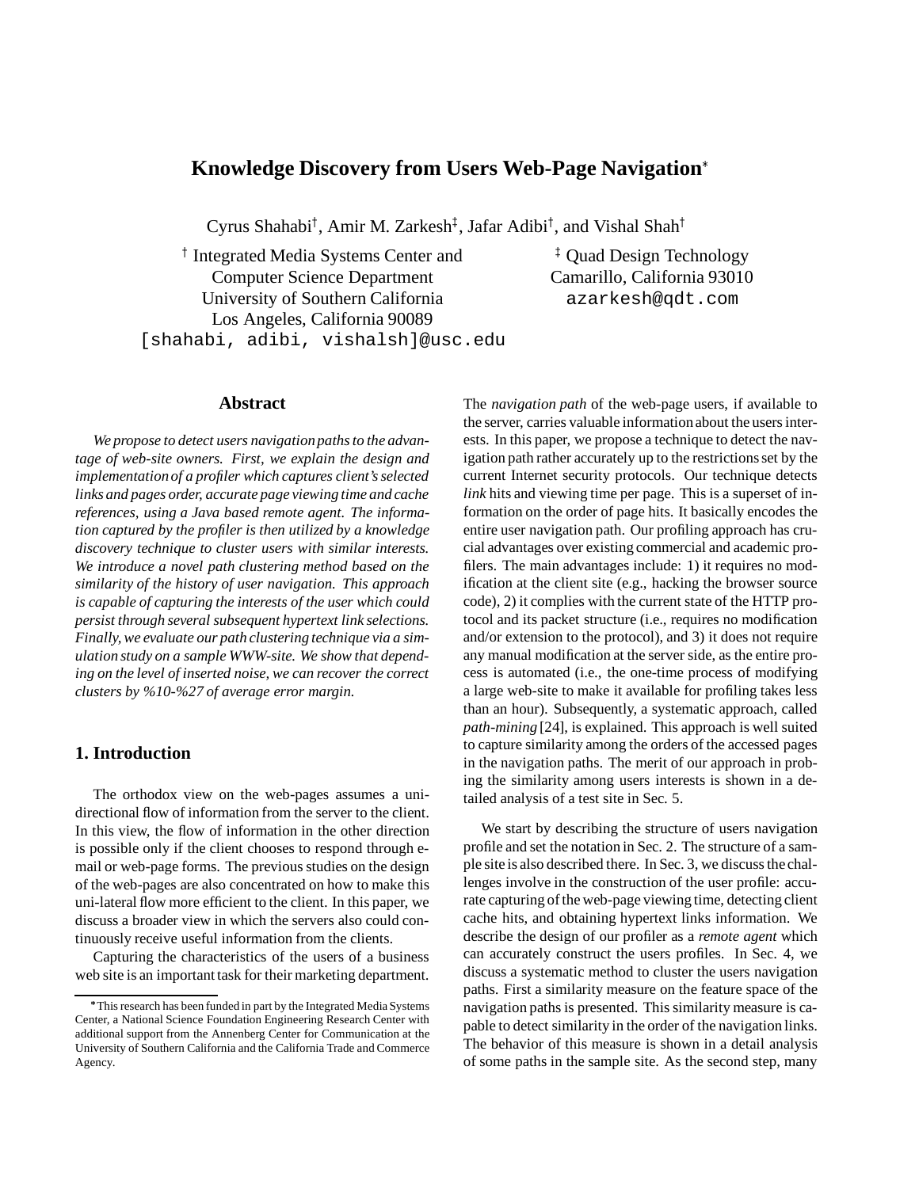# Knowledge Discovery from Users Web-Page Navigation*

Cyrus Shahabi†, Amir M. Zarkesh‡, Jafar Adibi†, and Vishal Shah†

† Integrated Media Systems Center and
Computer Science Department
University of Southern California
Los Angeles, California 90089
[shahabi, adibi, vishalsh]@usc.edu

‡ Quad Design Technology
Camarillo, California 93010
azarkesh@qdt.com

## Abstract

*We propose to detect users navigation paths to the advantage of web-site owners. First, we explain the design and implementation of a profiler which captures client's selected links and pages order, accurate page viewing time and cache references, using a Java based remote agent. The information captured by the profiler is then utilized by a knowledge discovery technique to cluster users with similar interests. We introduce a novel path clustering method based on the similarity of the history of user navigation. This approach is capable of capturing the interests of the user which could persist through several subsequent hypertext link selections. Finally, we evaluate our path clustering technique via a simulation study on a sample WWW-site. We show that depending on the level of inserted noise, we can recover the correct clusters by %10-%27 of average error margin.*

## 1. Introduction

The orthodox view on the web-pages assumes a unidirectional flow of information from the server to the client. In this view, the flow of information in the other direction is possible only if the client chooses to respond through e-mail or web-page forms. The previous studies on the design of the web-pages are also concentrated on how to make this uni-lateral flow more efficient to the client. In this paper, we discuss a broader view in which the servers also could continuously receive useful information from the clients.

Capturing the characteristics of the users of a business web site is an important task for their marketing department. The *navigation path* of the web-page users, if available to the server, carries valuable information about the users interests. In this paper, we propose a technique to detect the navigation path rather accurately up to the restrictions set by the current Internet security protocols. Our technique detects *link* hits and viewing time per page. This is a superset of information on the order of page hits. It basically encodes the entire user navigation path. Our profiling approach has crucial advantages over existing commercial and academic profilers. The main advantages include: 1) it requires no modification at the client site (e.g., hacking the browser source code), 2) it complies with the current state of the HTTP protocol and its packet structure (i.e., requires no modification and/or extension to the protocol), and 3) it does not require any manual modification at the server side, as the entire process is automated (i.e., the one-time process of modifying a large web-site to make it available for profiling takes less than an hour). Subsequently, a systematic approach, called *path-mining* [24], is explained. This approach is well suited to capture similarity among the orders of the accessed pages in the navigation paths. The merit of our approach in probing the similarity among users interests is shown in a detailed analysis of a test site in Sec. 5.

We start by describing the structure of users navigation profile and set the notation in Sec. 2. The structure of a sample site is also described there. In Sec. 3, we discuss the challenges involve in the construction of the user profile: accurate capturing of the web-page viewing time, detecting client cache hits, and obtaining hypertext links information. We describe the design of our profiler as a *remote agent* which can accurately construct the users profiles. In Sec. 4, we discuss a systematic method to cluster the users navigation paths. First a similarity measure on the feature space of the navigation paths is presented. This similarity measure is capable to detect similarity in the order of the navigation links. The behavior of this measure is shown in a detail analysis of some paths in the sample site. As the second step, many

*This research has been funded in part by the Integrated Media Systems Center, a National Science Foundation Engineering Research Center with additional support from the Annenberg Center for Communication at the University of Southern California and the California Trade and Commerce Agency.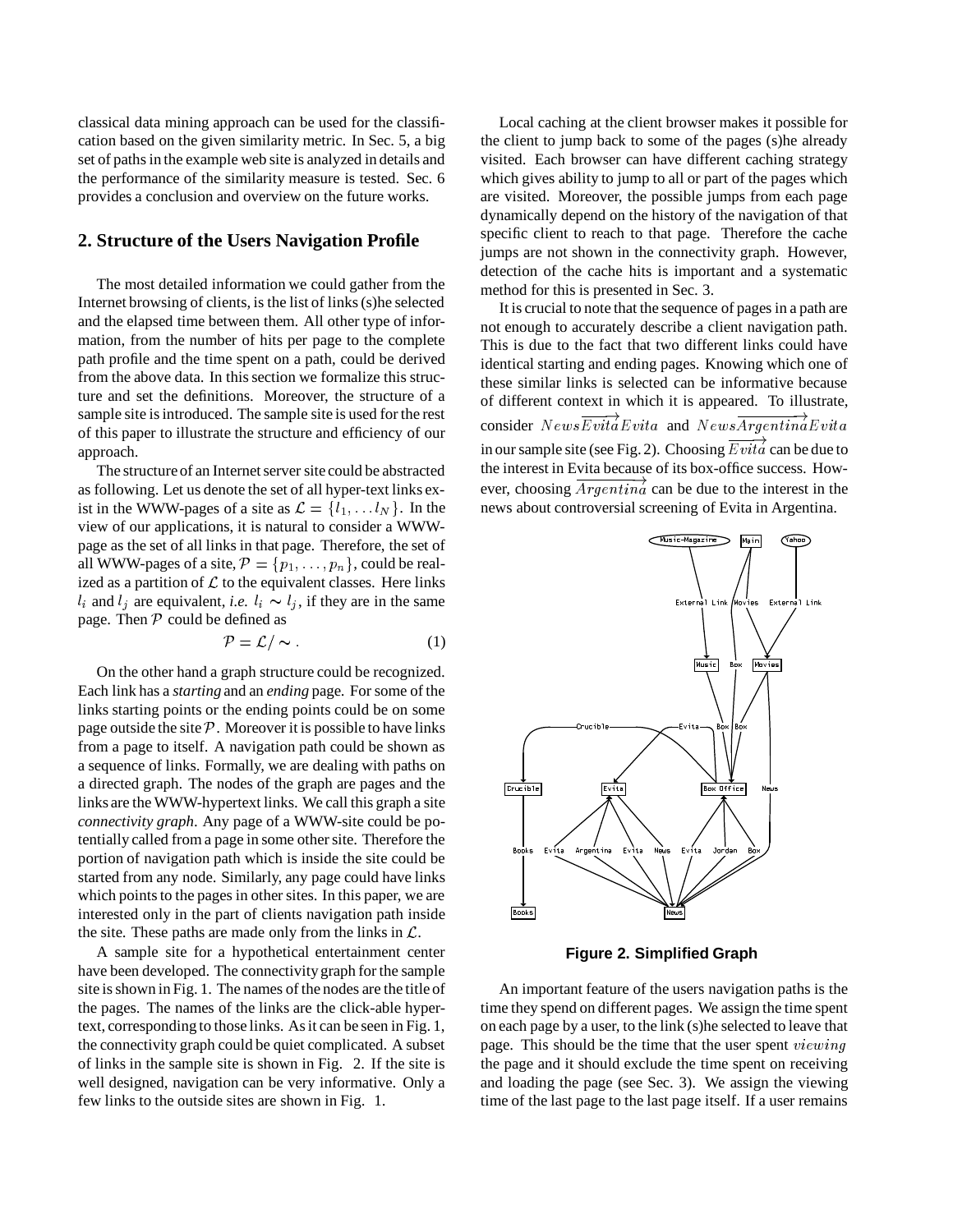classical data mining approach can be used for the classification based on the given similarity metric. In Sec. 5, a big set of paths in the example web site is analyzed in details and the performance of the similarity measure is tested. Sec. 6 provides a conclusion and overview on the future works.

## 2. Structure of the Users Navigation Profile

The most detailed information we could gather from the Internet browsing of clients, is the list of links (s)he selected and the elapsed time between them. All other type of information, from the number of hits per page to the complete path profile and the time spent on a path, could be derived from the above data. In this section we formalize this structure and set the definitions. Moreover, the structure of a sample site is introduced. The sample site is used for the rest of this paper to illustrate the structure and efficiency of our approach.

The structure of an Internet server site could be abstracted as following. Let us denote the set of all hyper-text links exist in the WWW-pages of a site as $\mathcal{L} = \{l_1, \ldots l_N\}$. In the view of our applications, it is natural to consider a WWW-page as the set of all links in that page. Therefore, the set of all WWW-pages of a site, $\mathcal{P} = \{p_1, \ldots, p_n\}$, could be realized as a partition of $\mathcal{L}$ to the equivalent classes. Here links $l_i$ and $l_j$ are equivalent, *i.e.* $l_i \sim l_j$, if they are in the same page. Then $\mathcal{P}$ could be defined as

$$\mathcal{P} = \mathcal{L}/\sim . \tag{1}$$

On the other hand a graph structure could be recognized. Each link has a *starting* and an *ending* page. For some of the links starting points or the ending points could be on some page outside the site $\mathcal{P}$. Moreover it is possible to have links from a page to itself. A navigation path could be shown as a sequence of links. Formally, we are dealing with paths on a directed graph. The nodes of the graph are pages and the links are the WWW-hypertext links. We call this graph a site *connectivity graph*. Any page of a WWW-site could be potentially called from a page in some other site. Therefore the portion of navigation path which is inside the site could be started from any node. Similarly, any page could have links which points to the pages in other sites. In this paper, we are interested only in the part of clients navigation path inside the site. These paths are made only from the links in $\mathcal{L}$.

A sample site for a hypothetical entertainment center have been developed. The connectivity graph for the sample site is shown in Fig. 1. The names of the nodes are the title of the pages. The names of the links are the click-able hypertext, corresponding to those links. As it can be seen in Fig. 1, the connectivity graph could be quiet complicated. A subset of links in the sample site is shown in Fig. 2. If the site is well designed, navigation can be very informative. Only a few links to the outside sites are shown in Fig. 1.

Local caching at the client browser makes it possible for the client to jump back to some of the pages (s)he already visited. Each browser can have different caching strategy which gives ability to jump to all or part of the pages which are visited. Moreover, the possible jumps from each page dynamically depend on the history of the navigation of that specific client to reach to that page. Therefore the cache jumps are not shown in the connectivity graph. However, detection of the cache hits is important and a systematic method for this is presented in Sec. 3.

It is crucial to note that the sequence of pages in a path are not enough to accurately describe a client navigation path. This is due to the fact that two different links could have identical starting and ending pages. Knowing which one of these similar links is selected can be informative because of different context in which it is appeared. To illustrate, consider $News\overrightarrow{Evita}Evita$ and $News\overrightarrow{Argentina}Evita$ in our sample site (see Fig. 2). Choosing $\overrightarrow{Evita}$ can be due to the interest in Evita because of its box-office success. However, choosing $\overrightarrow{Argentina}$ can be due to the interest in the news about controversial screening of Evita in Argentina.

**Figure 2. Simplified Graph**

An important feature of the users navigation paths is the time they spend on different pages. We assign the time spent on each page by a user, to the link (s)he selected to leave that page. This should be the time that the user spent $viewing$ the page and it should exclude the time spent on receiving and loading the page (see Sec. 3). We assign the viewing time of the last page to the last page itself. If a user remains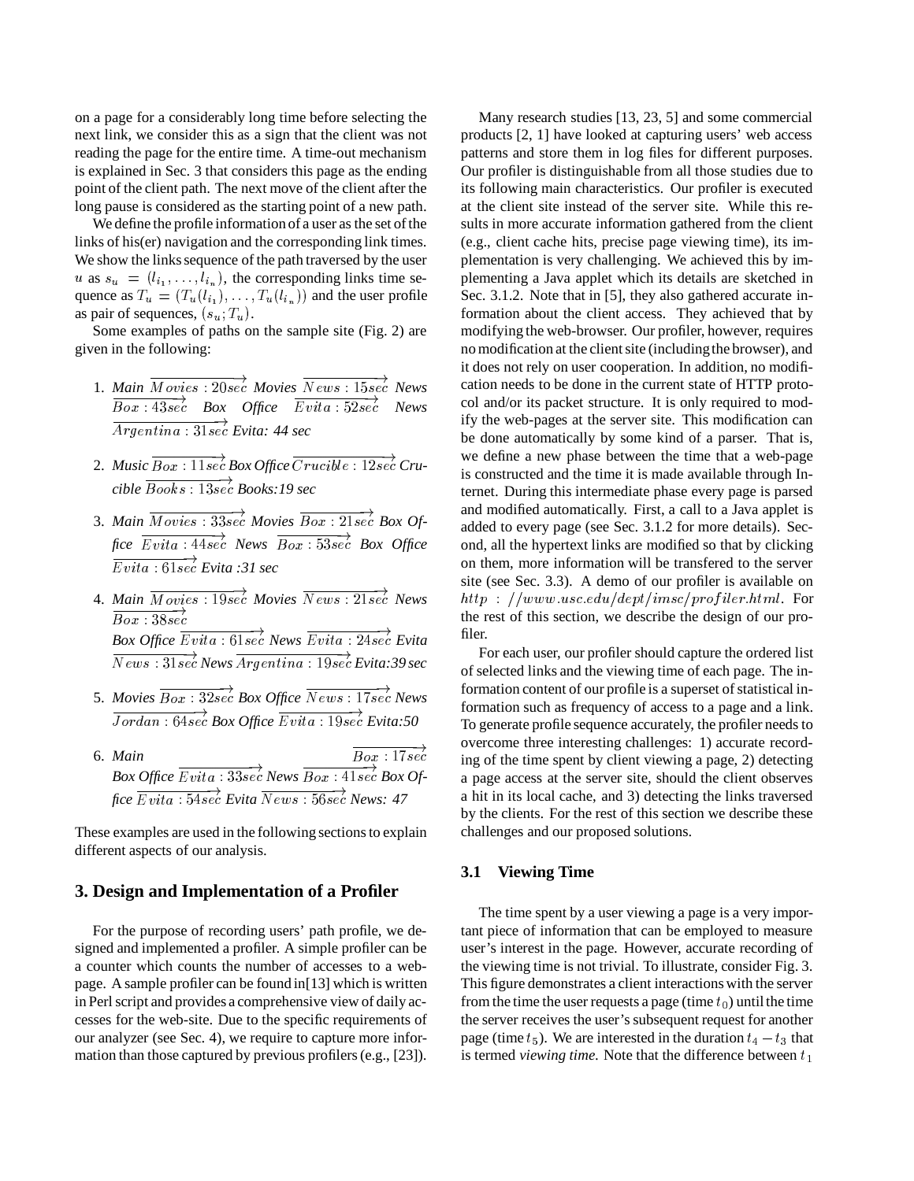on a page for a considerably long time before selecting the next link, we consider this as a sign that the client was not reading the page for the entire time. A time-out mechanism is explained in Sec. 3 that considers this page as the ending point of the client path. The next move of the client after the long pause is considered as the starting point of a new path.

We define the profile information of a user as the set of the links of his(er) navigation and the corresponding link times. We show the links sequence of the path traversed by the user $u$ as $s_u = (l_{i_1}, \ldots, l_{i_n})$, the corresponding links time sequence as $T_u = (T_u(l_{i_1}), \ldots, T_u(l_{i_n}))$ and the user profile as pair of sequences, $(s_u; T_u)$.

Some examples of paths on the sample site (Fig. 2) are given in the following:

1. *Main* $\overrightarrow{Movies: 20sec}$ *Movies* $\overrightarrow{News: 15sec}$ *News* $\overrightarrow{Box: 43sec}$ *Box Office* $\overrightarrow{Evita: 52sec}$ *News* $\overrightarrow{Argentina: 31sec}$ *Evita: 44 sec*
2. *Music* $\overrightarrow{Box: 11sec}$ *Box Office* $\overrightarrow{Crucible: 12sec}$ *Crucible* $\overrightarrow{Books: 13sec}$ *Books:19 sec*
3. *Main* $\overrightarrow{Movies: 33sec}$ *Movies* $\overrightarrow{Box: 21sec}$ *Box Office* $\overrightarrow{Evita: 44sec}$ *News* $\overrightarrow{Box: 53sec}$ *Box Office* $\overrightarrow{Evita: 61sec}$ *Evita :31 sec*
4. *Main* $\overrightarrow{Movies: 19sec}$ *Movies* $\overrightarrow{News: 21sec}$ *News* $\overrightarrow{Box: 38sec}$ *Box Office* $\overrightarrow{Evita: 61sec}$ *News* $\overrightarrow{Evita: 24sec}$ *Evita* $\overrightarrow{News: 31sec}$ *News* $\overrightarrow{Argentina: 19sec}$ *Evita:39 sec*
5. *Movies* $\overrightarrow{Box: 32sec}$ *Box Office* $\overrightarrow{News: 17sec}$ *News* $\overrightarrow{Jordan: 64sec}$ *Box Office* $\overrightarrow{Evita: 19sec}$ *Evita:50*
6. *Main* $\overrightarrow{Box: 17sec}$ *Box Office* $\overrightarrow{Evita: 33sec}$ *News* $\overrightarrow{Box: 41sec}$ *Box Office* $\overrightarrow{Evita: 54sec}$ *Evita* $\overrightarrow{News: 56sec}$ *News: 47*

These examples are used in the following sections to explain different aspects of our analysis.

## 3. Design and Implementation of a Profiler

For the purpose of recording users' path profile, we designed and implemented a profiler. A simple profiler can be a counter which counts the number of accesses to a webpage. A sample profiler can be found in[13] which is written in Perl script and provides a comprehensive view of daily accesses for the web-site. Due to the specific requirements of our analyzer (see Sec. 4), we require to capture more information than those captured by previous profilers (e.g., [23]).

Many research studies [13, 23, 5] and some commercial products [2, 1] have looked at capturing users' web access patterns and store them in log files for different purposes. Our profiler is distinguishable from all those studies due to its following main characteristics. Our profiler is executed at the client site instead of the server site. While this results in more accurate information gathered from the client (e.g., client cache hits, precise page viewing time), its implementation is very challenging. We achieved this by implementing a Java applet which its details are sketched in Sec. 3.1.2. Note that in [5], they also gathered accurate information about the client access. They achieved that by modifying the web-browser. Our profiler, however, requires no modification at the client site (including the browser), and it does not rely on user cooperation. In addition, no modification needs to be done in the current state of HTTP protocol and/or its packet structure. It is only required to modify the web-pages at the server site. This modification can be done automatically by some kind of a parser. That is, we define a new phase between the time that a web-page is constructed and the time it is made available through Internet. During this intermediate phase every page is parsed and modified automatically. First, a call to a Java applet is added to every page (see Sec. 3.1.2 for more details). Second, all the hypertext links are modified so that by clicking on them, more information will be transfered to the server site (see Sec. 3.3). A demo of our profiler is available on $http://www.usc.edu/dept/imsc/profiler.html$. For the rest of this section, we describe the design of our profiler.

For each user, our profiler should capture the ordered list of selected links and the viewing time of each page. The information content of our profile is a superset of statistical information such as frequency of access to a page and a link. To generate profile sequence accurately, the profiler needs to overcome three interesting challenges: 1) accurate recording of the time spent by client viewing a page, 2) detecting a page access at the server site, should the client observes a hit in its local cache, and 3) detecting the links traversed by the clients. For the rest of this section we describe these challenges and our proposed solutions.

### 3.1 Viewing Time

The time spent by a user viewing a page is a very important piece of information that can be employed to measure user's interest in the page. However, accurate recording of the viewing time is not trivial. To illustrate, consider Fig. 3. This figure demonstrates a client interactions with the server from the time the user requests a page (time $t_0$) until the time the server receives the user's subsequent request for another page (time $t_5$). We are interested in the duration $t_4 - t_3$ that is termed *viewing time*. Note that the difference between $t_1$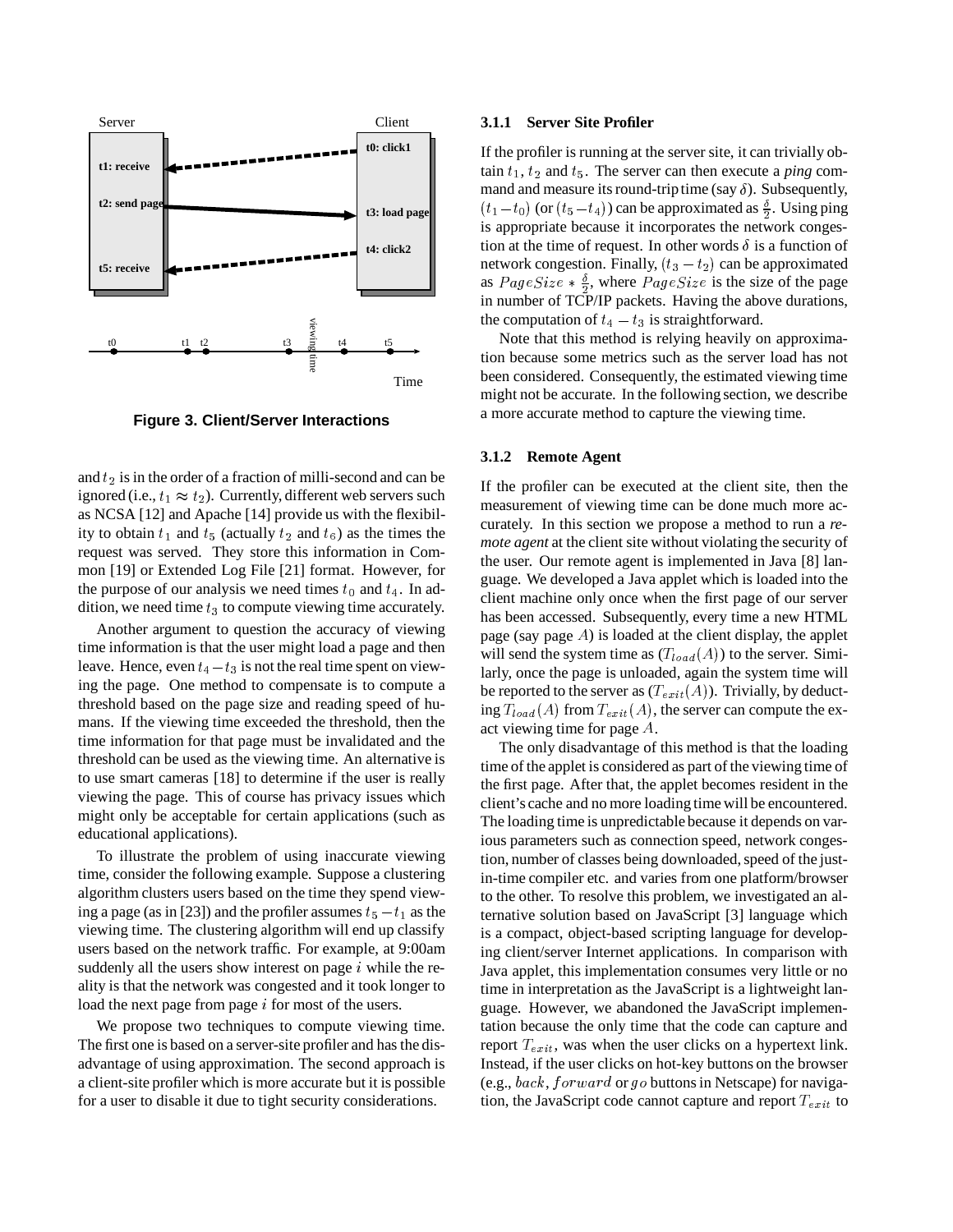Figure 3. Client/Server Interactions

and $t_2$ is in the order of a fraction of milli-second and can be ignored (i.e., $t_1 \approx t_2$). Currently, different web servers such as NCSA [12] and Apache [14] provide us with the flexibility to obtain $t_1$ and $t_5$ (actually $t_2$ and $t_6$) as the times the request was served. They store this information in Common [19] or Extended Log File [21] format. However, for the purpose of our analysis we need times $t_0$ and $t_4$. In addition, we need time $t_3$ to compute viewing time accurately.

Another argument to question the accuracy of viewing time information is that the user might load a page and then leave. Hence, even $t_4 - t_3$ is not the real time spent on viewing the page. One method to compensate is to compute a threshold based on the page size and reading speed of humans. If the viewing time exceeded the threshold, then the time information for that page must be invalidated and the threshold can be used as the viewing time. An alternative is to use smart cameras [18] to determine if the user is really viewing the page. This of course has privacy issues which might only be acceptable for certain applications (such as educational applications).

To illustrate the problem of using inaccurate viewing time, consider the following example. Suppose a clustering algorithm clusters users based on the time they spend viewing a page (as in [23]) and the profiler assumes $t_5 - t_1$ as the viewing time. The clustering algorithm will end up classify users based on the network traffic. For example, at 9:00am suddenly all the users show interest on page $i$ while the reality is that the network was congested and it took longer to load the next page from page $i$ for most of the users.

We propose two techniques to compute viewing time. The first one is based on a server-site profiler and has the disadvantage of using approximation. The second approach is a client-site profiler which is more accurate but it is possible for a user to disable it due to tight security considerations.

### 3.1.1 Server Site Profiler

If the profiler is running at the server site, it can trivially obtain $t_1$, $t_2$ and $t_5$. The server can then execute a *ping* command and measure its round-trip time (say $\delta$). Subsequently, $(t_1 - t_0)$ (or $(t_5 - t_4)$) can be approximated as $\frac{\delta}{2}$. Using ping is appropriate because it incorporates the network congestion at the time of request. In other words $\delta$ is a function of network congestion. Finally, $(t_3 - t_2)$ can be approximated as $PageSize * \frac{\delta}{2}$, where $PageSize$ is the size of the page in number of TCP/IP packets. Having the above durations, the computation of $t_4 - t_3$ is straightforward.

Note that this method is relying heavily on approximation because some metrics such as the server load has not been considered. Consequently, the estimated viewing time might not be accurate. In the following section, we describe a more accurate method to capture the viewing time.

### 3.1.2 Remote Agent

If the profiler can be executed at the client site, then the measurement of viewing time can be done much more accurately. In this section we propose a method to run a *remote agent* at the client site without violating the security of the user. Our remote agent is implemented in Java [8] language. We developed a Java applet which is loaded into the client machine only once when the first page of our server has been accessed. Subsequently, every time a new HTML page (say page $A$) is loaded at the client display, the applet will send the system time as $(T_{load}(A))$ to the server. Similarly, once the page is unloaded, again the system time will be reported to the server as $(T_{exit}(A))$. Trivially, by deducting $T_{load}(A)$ from $T_{exit}(A)$, the server can compute the exact viewing time for page $A$.

The only disadvantage of this method is that the loading time of the applet is considered as part of the viewing time of the first page. After that, the applet becomes resident in the client's cache and no more loading time will be encountered. The loading time is unpredictable because it depends on various parameters such as connection speed, network congestion, number of classes being downloaded, speed of the just-in-time compiler etc. and varies from one platform/browser to the other. To resolve this problem, we investigated an alternative solution based on JavaScript [3] language which is a compact, object-based scripting language for developing client/server Internet applications. In comparison with Java applet, this implementation consumes very little or no time in interpretation as the JavaScript is a lightweight language. However, we abandoned the JavaScript implementation because the only time that the code can capture and report $T_{exit}$, was when the user clicks on a hypertext link. Instead, if the user clicks on hot-key buttons on the browser (e.g., $back$, $forward$ or $go$ buttons in Netscape) for navigation, the JavaScript code cannot capture and report $T_{exit}$ to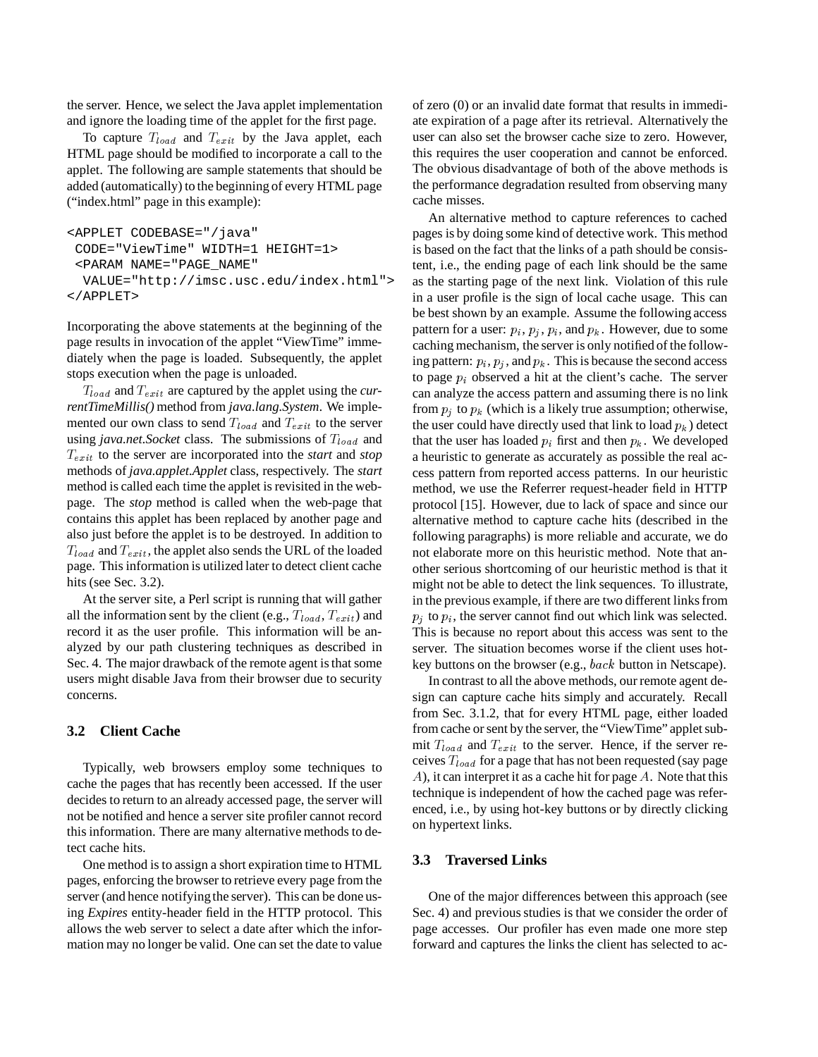the server. Hence, we select the Java applet implementation and ignore the loading time of the applet for the first page.

To capture $T_{load}$ and $T_{exit}$ by the Java applet, each HTML page should be modified to incorporate a call to the applet. The following are sample statements that should be added (automatically) to the beginning of every HTML page ("index.html" page in this example):

```
<APPLET CODEBASE="/java"
 CODE="ViewTime" WIDTH=1 HEIGHT=1>
 <PARAM NAME="PAGE_NAME"
  VALUE="http://imsc.usc.edu/index.html">
</APPLET>
```

Incorporating the above statements at the beginning of the page results in invocation of the applet "ViewTime" immediately when the page is loaded. Subsequently, the applet stops execution when the page is unloaded.

$T_{load}$ and $T_{exit}$ are captured by the applet using the *currentTimeMillis()* method from *java.lang.System*. We implemented our own class to send $T_{load}$ and $T_{exit}$ to the server using *java.net.Socket* class. The submissions of $T_{load}$ and $T_{exit}$ to the server are incorporated into the *start* and *stop* methods of *java.applet.Applet* class, respectively. The *start* method is called each time the applet is revisited in the webpage. The *stop* method is called when the web-page that contains this applet has been replaced by another page and also just before the applet is to be destroyed. In addition to $T_{load}$ and $T_{exit}$, the applet also sends the URL of the loaded page. This information is utilized later to detect client cache hits (see Sec. 3.2).

At the server site, a Perl script is running that will gather all the information sent by the client (e.g., $T_{load}$, $T_{exit}$) and record it as the user profile. This information will be analyzed by our path clustering techniques as described in Sec. 4. The major drawback of the remote agent is that some users might disable Java from their browser due to security concerns.

### 3.2 Client Cache

Typically, web browsers employ some techniques to cache the pages that has recently been accessed. If the user decides to return to an already accessed page, the server will not be notified and hence a server site profiler cannot record this information. There are many alternative methods to detect cache hits.

One method is to assign a short expiration time to HTML pages, enforcing the browser to retrieve every page from the server (and hence notifying the server). This can be done using *Expires* entity-header field in the HTTP protocol. This allows the web server to select a date after which the information may no longer be valid. One can set the date to value of zero (0) or an invalid date format that results in immediate expiration of a page after its retrieval. Alternatively the user can also set the browser cache size to zero. However, this requires the user cooperation and cannot be enforced. The obvious disadvantage of both of the above methods is the performance degradation resulted from observing many cache misses.

An alternative method to capture references to cached pages is by doing some kind of detective work. This method is based on the fact that the links of a path should be consistent, i.e., the ending page of each link should be the same as the starting page of the next link. Violation of this rule in a user profile is the sign of local cache usage. This can be best shown by an example. Assume the following access pattern for a user: $p_i$, $p_j$, $p_i$, and $p_k$. However, due to some caching mechanism, the server is only notified of the following pattern: $p_i$, $p_j$, and $p_k$. This is because the second access to page $p_i$ observed a hit at the client's cache. The server can analyze the access pattern and assuming there is no link from $p_j$ to $p_k$ (which is a likely true assumption; otherwise, the user could have directly used that link to load $p_k$) detect that the user has loaded $p_i$ first and then $p_k$. We developed a heuristic to generate as accurately as possible the real access pattern from reported access patterns. In our heuristic method, we use the Referrer request-header field in HTTP protocol [15]. However, due to lack of space and since our alternative method to capture cache hits (described in the following paragraphs) is more reliable and accurate, we do not elaborate more on this heuristic method. Note that another serious shortcoming of our heuristic method is that it might not be able to detect the link sequences. To illustrate, in the previous example, if there are two different links from $p_j$ to $p_i$, the server cannot find out which link was selected. This is because no report about this access was sent to the server. The situation becomes worse if the client uses hotkey buttons on the browser (e.g., $back$ button in Netscape).

In contrast to all the above methods, our remote agent design can capture cache hits simply and accurately. Recall from Sec. 3.1.2, that for every HTML page, either loaded from cache or sent by the server, the "ViewTime" applet submit $T_{load}$ and $T_{exit}$ to the server. Hence, if the server receives $T_{load}$ for a page that has not been requested (say page $A$), it can interpret it as a cache hit for page $A$. Note that this technique is independent of how the cached page was referenced, i.e., by using hot-key buttons or by directly clicking on hypertext links.

### 3.3 Traversed Links

One of the major differences between this approach (see Sec. 4) and previous studies is that we consider the order of page accesses. Our profiler has even made one more step forward and captures the links the client has selected to ac-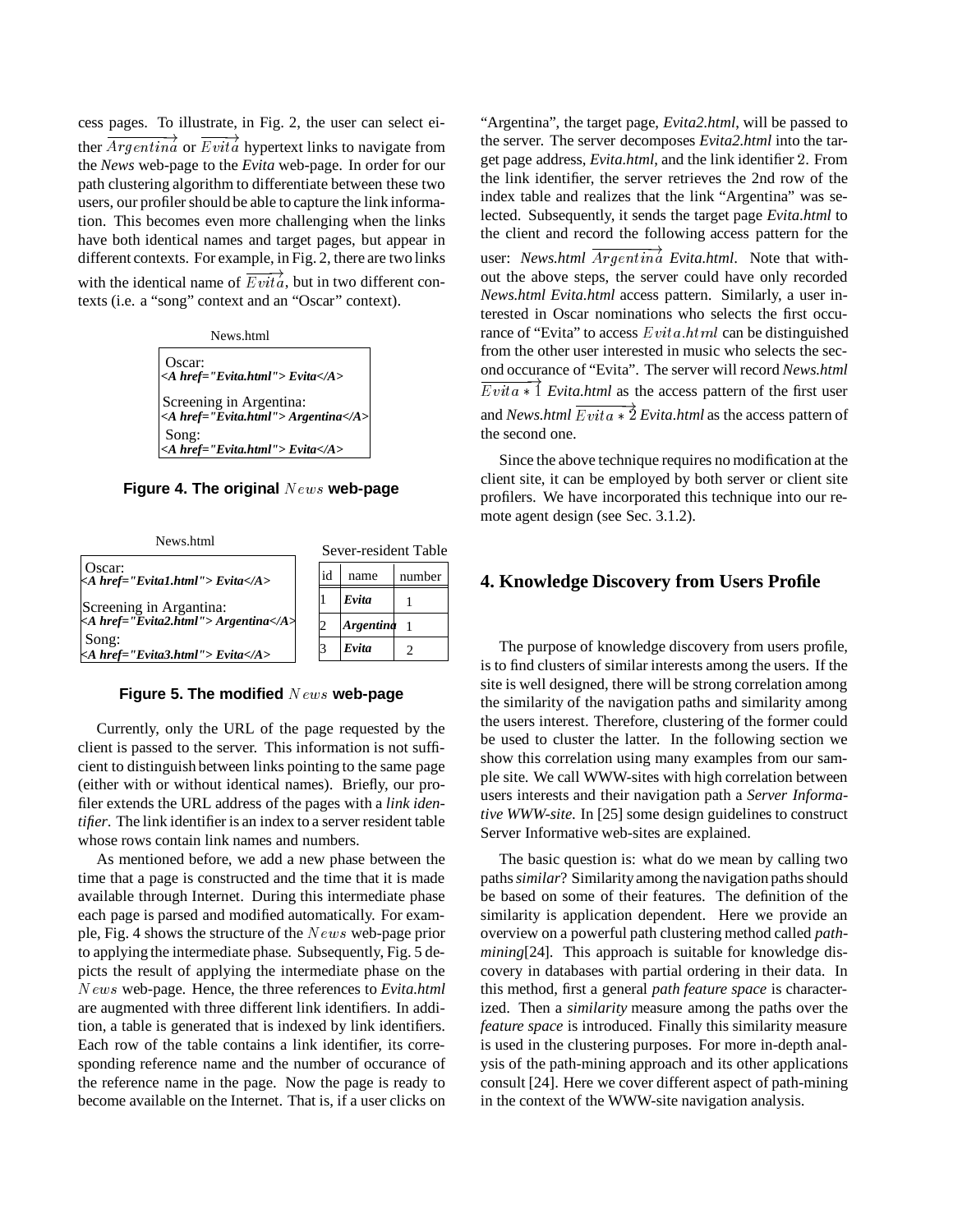cess pages. To illustrate, in Fig. 2, the user can select either $\overrightarrow{Argentina}$ or $\overrightarrow{Evita}$ hypertext links to navigate from the *News* web-page to the *Evita* web-page. In order for our path clustering algorithm to differentiate between these two users, our profiler should be able to capture the link information. This becomes even more challenging when the links have both identical names and target pages, but appear in different contexts. For example, in Fig. 2, there are two links with the identical name of $\overrightarrow{Evita}$, but in two different contexts (i.e. a "song" context and an "Oscar" context).

News.html

```
Oscar:
<A href="Evita.html"> Evita</A>
Screening in Argentina:
<A href="Evita.html"> Argentina</A>
Song:
<A href="Evita.html"> Evita</A>
```

**Figure 4. The original $News$ web-page**

News.html

```
Oscar:
<A href="Evita1.html"> Evita</A>
Screening in Argentina:
<A href="Evita2.html"> Argentina</A>
Song:
<A href="Evita3.html"> Evita</A>
```

Sever-resident Table

| id | name | number |
|---|---|---|
| 1 | *Evita* | 1 |
| 2 | *Argentina* | 1 |
| 3 | *Evita* | 2 |

**Figure 5. The modified $News$ web-page**

Currently, only the URL of the page requested by the client is passed to the server. This information is not sufficient to distinguish between links pointing to the same page (either with or without identical names). Briefly, our profiler extends the URL address of the pages with a *link identifier*. The link identifier is an index to a server resident table whose rows contain link names and numbers.

As mentioned before, we add a new phase between the time that a page is constructed and the time that it is made available through Internet. During this intermediate phase each page is parsed and modified automatically. For example, Fig. 4 shows the structure of the $News$ web-page prior to applying the intermediate phase. Subsequently, Fig. 5 depicts the result of applying the intermediate phase on the $News$ web-page. Hence, the three references to *Evita.html* are augmented with three different link identifiers. In addition, a table is generated that is indexed by link identifiers. Each row of the table contains a link identifier, its corresponding reference name and the number of occurance of the reference name in the page. Now the page is ready to become available on the Internet. That is, if a user clicks on "Argentina", the target page, *Evita2.html*, will be passed to the server. The server decomposes *Evita2.html* into the target page address, *Evita.html*, and the link identifier 2. From the link identifier, the server retrieves the 2nd row of the index table and realizes that the link "Argentina" was selected. Subsequently, it sends the target page *Evita.html* to the client and record the following access pattern for the user: *News.html* $\overrightarrow{Argentina}$ *Evita.html*. Note that without the above steps, the server could have only recorded *News.html Evita.html* access pattern. Similarly, a user interested in Oscar nominations who selects the first occurance of "Evita" to access $Evita.html$ can be distinguished from the other user interested in music who selects the second occurance of "Evita". The server will record *News.html* $\overrightarrow{Evita * 1}$ *Evita.html* as the access pattern of the first user and *News.html* $\overrightarrow{Evita * 2}$ *Evita.html* as the access pattern of the second one.

Since the above technique requires no modification at the client site, it can be employed by both server or client site profilers. We have incorporated this technique into our remote agent design (see Sec. 3.1.2).

## 4. Knowledge Discovery from Users Profile

The purpose of knowledge discovery from users profile, is to find clusters of similar interests among the users. If the site is well designed, there will be strong correlation among the similarity of the navigation paths and similarity among the users interest. Therefore, clustering of the former could be used to cluster the latter. In the following section we show this correlation using many examples from our sample site. We call WWW-sites with high correlation between users interests and their navigation path a *Server Informative WWW-site*. In [25] some design guidelines to construct Server Informative web-sites are explained.

The basic question is: what do we mean by calling two paths *similar*? Similarity among the navigation paths should be based on some of their features. The definition of the similarity is application dependent. Here we provide an overview on a powerful path clustering method called *path-mining*[24]. This approach is suitable for knowledge discovery in databases with partial ordering in their data. In this method, first a general *path feature space* is characterized. Then a *similarity* measure among the paths over the *feature space* is introduced. Finally this similarity measure is used in the clustering purposes. For more in-depth analysis of the path-mining approach and its other applications consult [24]. Here we cover different aspect of path-mining in the context of the WWW-site navigation analysis.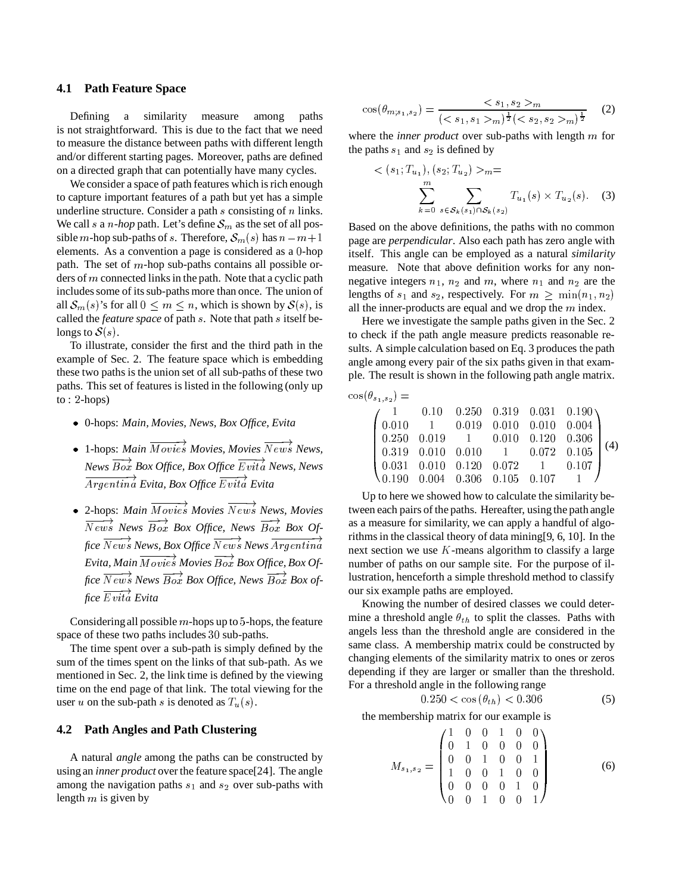### 4.1 Path Feature Space

Defining a similarity measure among paths is not straightforward. This is due to the fact that we need to measure the distance between paths with different length and/or different starting pages. Moreover, paths are defined on a directed graph that can potentially have many cycles.

We consider a space of path features which is rich enough to capture important features of a path but yet has a simple underline structure. Consider a path $s$ consisting of $n$ links. We call $s$ a $n$*-hop* path. Let's define $\mathcal{S}_m$ as the set of all possible $m$-hop sub-paths of $s$. Therefore, $\mathcal{S}_m(s)$ has $n-m+1$ elements. As a convention a page is considered as a $0$-hop path. The set of $m$-hop sub-paths contains all possible orders of $m$ connected links in the path. Note that a cyclic path includes some of its sub-paths more than once. The union of all $\mathcal{S}_m(s)$'s for all $0 \leq m \leq n$, which is shown by $\mathcal{S}(s)$, is called the *feature space* of path $s$. Note that path $s$ itself belongs to $\mathcal{S}(s)$.

To illustrate, consider the first and the third path in the example of Sec. 2. The feature space which is embedding these two paths is the union set of all sub-paths of these two paths. This set of features is listed in the following (only up to : $2$-hops)

- 0-hops: *Main, Movies, News, Box Office, Evita*
- 1-hops: *Main* $\overrightarrow{Movies}$ *Movies, Movies* $\overrightarrow{News}$ *News, News* $\overrightarrow{Box}$ *Box Office, Box Office* $\overrightarrow{Evita}$ *News, News* $\overrightarrow{Argentina}$ *Evita, Box Office* $\overrightarrow{Evita}$ *Evita*
- 2-hops: *Main* $\overrightarrow{Movies}$ *Movies* $\overrightarrow{News}$ *News, Movies* $\overrightarrow{News}$ *News* $\overrightarrow{Box}$ *Box Office, News* $\overrightarrow{Box}$ *Box Office* $\overrightarrow{News}$ *News, Box Office* $\overrightarrow{News}$ *News* $\overrightarrow{Argentina}$ *Evita, Main* $\overrightarrow{Movies}$ *Movies* $\overrightarrow{Box}$ *Box Office, Box Office* $\overrightarrow{News}$ *News* $\overrightarrow{Box}$ *Box Office, News* $\overrightarrow{Box}$ *Box office* $\overrightarrow{Evita}$ *Evita*

Considering all possible $m$-hops up to $5$-hops, the feature space of these two paths includes $30$ sub-paths.

The time spent over a sub-path is simply defined by the sum of the times spent on the links of that sub-path. As we mentioned in Sec. 2, the link time is defined by the viewing time on the end page of that link. The total viewing for the user $u$ on the sub-path $s$ is denoted as $T_u(s)$.

### 4.2 Path Angles and Path Clustering

A natural *angle* among the paths can be constructed by using an *inner product* over the feature space[24]. The angle among the navigation paths $s_1$ and $s_2$ over sub-paths with length $m$ is given by

$$\cos(\theta_{m;s_1,s_2}) = \frac{< s_1, s_2 >_m}{(< s_1, s_1 >_m)^{\frac{1}{2}} (< s_2, s_2 >_m)^{\frac{1}{2}}} \quad (2)$$

where the *inner product* over sub-paths with length $m$ for the paths $s_1$ and $s_2$ is defined by

$$< (s_1; T_{u_1}), (s_2; T_{u_2}) >_m = \sum_{k=0}^{m} \sum_{s \in \mathcal{S}_k(s_1) \cap \mathcal{S}_k(s_2)} T_{u_1}(s) \times T_{u_2}(s). \quad (3)$$

Based on the above definitions, the paths with no common page are *perpendicular*. Also each path has zero angle with itself. This angle can be employed as a natural *similarity* measure. Note that above definition works for any non-negative integers $n_1$, $n_2$ and $m$, where $n_1$ and $n_2$ are the lengths of $s_1$ and $s_2$, respectively. For $m \geq \min(n_1, n_2)$ all the inner-products are equal and we drop the $m$ index.

Here we investigate the sample paths given in the Sec. 2 to check if the path angle measure predicts reasonable results. A simple calculation based on Eq. 3 produces the path angle among every pair of the six paths given in that example. The result is shown in the following path angle matrix.

$$\cos(\theta_{s_1,s_2}) = \begin{pmatrix} 1 & 0.10 & 0.250 & 0.319 & 0.031 & 0.190 \\ 0.010 & 1 & 0.019 & 0.010 & 0.010 & 0.004 \\ 0.250 & 0.019 & 1 & 0.010 & 0.120 & 0.306 \\ 0.319 & 0.010 & 0.010 & 1 & 0.072 & 0.105 \\ 0.031 & 0.010 & 0.120 & 0.072 & 1 & 0.107 \\ 0.190 & 0.004 & 0.306 & 0.105 & 0.107 & 1 \end{pmatrix} \quad (4)$$

Up to here we showed how to calculate the similarity between each pairs of the paths. Hereafter, using the path angle as a measure for similarity, we can apply a handful of algorithms in the classical theory of data mining[9, 6, 10]. In the next section we use $K$-means algorithm to classify a large number of paths on our sample site. For the purpose of illustration, henceforth a simple threshold method to classify our six example paths are employed.

Knowing the number of desired classes we could determine a threshold angle $\theta_{th}$ to split the classes. Paths with angels less than the threshold angle are considered in the same class. A membership matrix could be constructed by changing elements of the similarity matrix to ones or zeros depending if they are larger or smaller than the threshold. For a threshold angle in the following range

$$0.250 < \cos(\theta_{th}) < 0.306 \quad (5)$$

the membership matrix for our example is

$$M_{s_1,s_2} = \begin{pmatrix} 1 & 0 & 0 & 1 & 0 & 0 \\ 0 & 1 & 0 & 0 & 0 & 0 \\ 0 & 0 & 1 & 0 & 0 & 1 \\ 1 & 0 & 0 & 1 & 0 & 0 \\ 0 & 0 & 0 & 0 & 1 & 0 \\ 0 & 0 & 1 & 0 & 0 & 1 \end{pmatrix} \quad (6)$$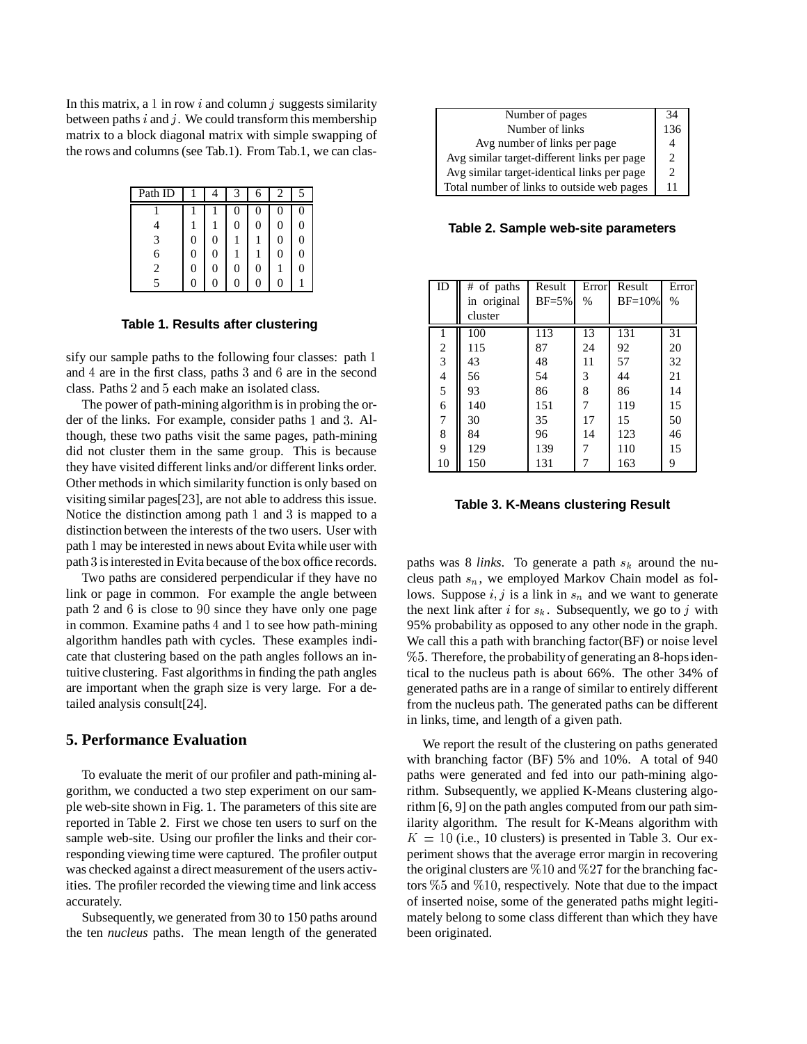In this matrix, a $1$ in row $i$ and column $j$ suggests similarity between paths $i$ and $j$. We could transform this membership matrix to a block diagonal matrix with simple swapping of the rows and columns (see Tab.1). From Tab.1, we can classify our sample paths to the following four classes: path $1$ and $4$ are in the first class, paths $3$ and $6$ are in the second class. Paths $2$ and $5$ each make an isolated class.

| Path ID | 1 | 4 | 3 | 6 | 2 | 5 |
|---|---|---|---|---|---|---|
| 1 | 1 | 1 | 0 | 0 | 0 | 0 |
| 4 | 1 | 1 | 0 | 0 | 0 | 0 |
| 3 | 0 | 0 | 1 | 1 | 0 | 0 |
| 6 | 0 | 0 | 1 | 1 | 0 | 0 |
| 2 | 0 | 0 | 0 | 0 | 1 | 0 |
| 5 | 0 | 0 | 0 | 0 | 0 | 1 |

**Table 1. Results after clustering**

The power of path-mining algorithm is in probing the order of the links. For example, consider paths $1$ and $3$. Although, these two paths visit the same pages, path-mining did not cluster them in the same group. This is because they have visited different links and/or different links order. Other methods in which similarity function is only based on visiting similar pages[23], are not able to address this issue. Notice the distinction among path $1$ and $3$ is mapped to a distinction between the interests of the two users. User with path $1$ may be interested in news about Evita while user with path $3$ is interested in Evita because of the box office records.

Two paths are considered perpendicular if they have no link or page in common. For example the angle between path $2$ and $6$ is close to $90$ since they have only one page in common. Examine paths $4$ and $1$ to see how path-mining algorithm handles path with cycles. These examples indicate that clustering based on the path angles follows an intuitive clustering. Fast algorithms in finding the path angles are important when the graph size is very large. For a detailed analysis consult[24].

## 5. Performance Evaluation

To evaluate the merit of our profiler and path-mining algorithm, we conducted a two step experiment on our sample web-site shown in Fig. 1. The parameters of this site are reported in Table 2. First we chose ten users to surf on the sample web-site. Using our profiler the links and their corresponding viewing time were captured. The profiler output was checked against a direct measurement of the users activities. The profiler recorded the viewing time and link access accurately.

| Parameter | Value |
|---|---|
| Number of pages | 34 |
| Number of links | 136 |
| Avg number of links per page | 4 |
| Avg similar target-different links per page | 2 |
| Avg similar target-identical links per page | 2 |
| Total number of links to outside web pages | 11 |

**Table 2. Sample web-site parameters**

Subsequently, we generated from 30 to 150 paths around the ten *nucleus* paths. The mean length of the generated paths was 8 *links*. To generate a path $s_k$ around the nucleus path $s_n$, we employed Markov Chain model as follows. Suppose $i, j$ is a link in $s_n$ and we want to generate the next link after $i$ for $s_k$. Subsequently, we go to $j$ with 95% probability as opposed to any other node in the graph. We call this a path with branching factor(BF) or noise level $\%5$. Therefore, the probability of generating an 8-hops identical to the nucleus path is about 66%. The other 34% of generated paths are in a range of similar to entirely different from the nucleus path. The generated paths can be different in links, time, and length of a given path.

| ID | # of paths in original cluster | Result BF=5% | Error % | Result BF=10% | Error % |
|---|---|---|---|---|---|
| 1 | 100 | 113 | 13 | 131 | 31 |
| 2 | 115 | 87 | 24 | 92 | 20 |
| 3 | 43 | 48 | 11 | 57 | 32 |
| 4 | 56 | 54 | 3 | 44 | 21 |
| 5 | 93 | 86 | 8 | 86 | 14 |
| 6 | 140 | 151 | 7 | 119 | 15 |
| 7 | 30 | 35 | 17 | 15 | 50 |
| 8 | 84 | 96 | 14 | 123 | 46 |
| 9 | 129 | 139 | 7 | 110 | 15 |
| 10 | 150 | 131 | 7 | 163 | 9 |

**Table 3. K-Means clustering Result**

We report the result of the clustering on paths generated with branching factor (BF) 5% and 10%. A total of 940 paths were generated and fed into our path-mining algorithm. Subsequently, we applied K-Means clustering algorithm [6, 9] on the path angles computed from our path similarity algorithm. The result for K-Means algorithm with $K = 10$ (i.e., 10 clusters) is presented in Table 3. Our experiment shows that the average error margin in recovering the original clusters are $\%10$ and $\%27$ for the branching factors $\%5$ and $\%10$, respectively. Note that due to the impact of inserted noise, some of the generated paths might legitimately belong to some class different than which they have been originated.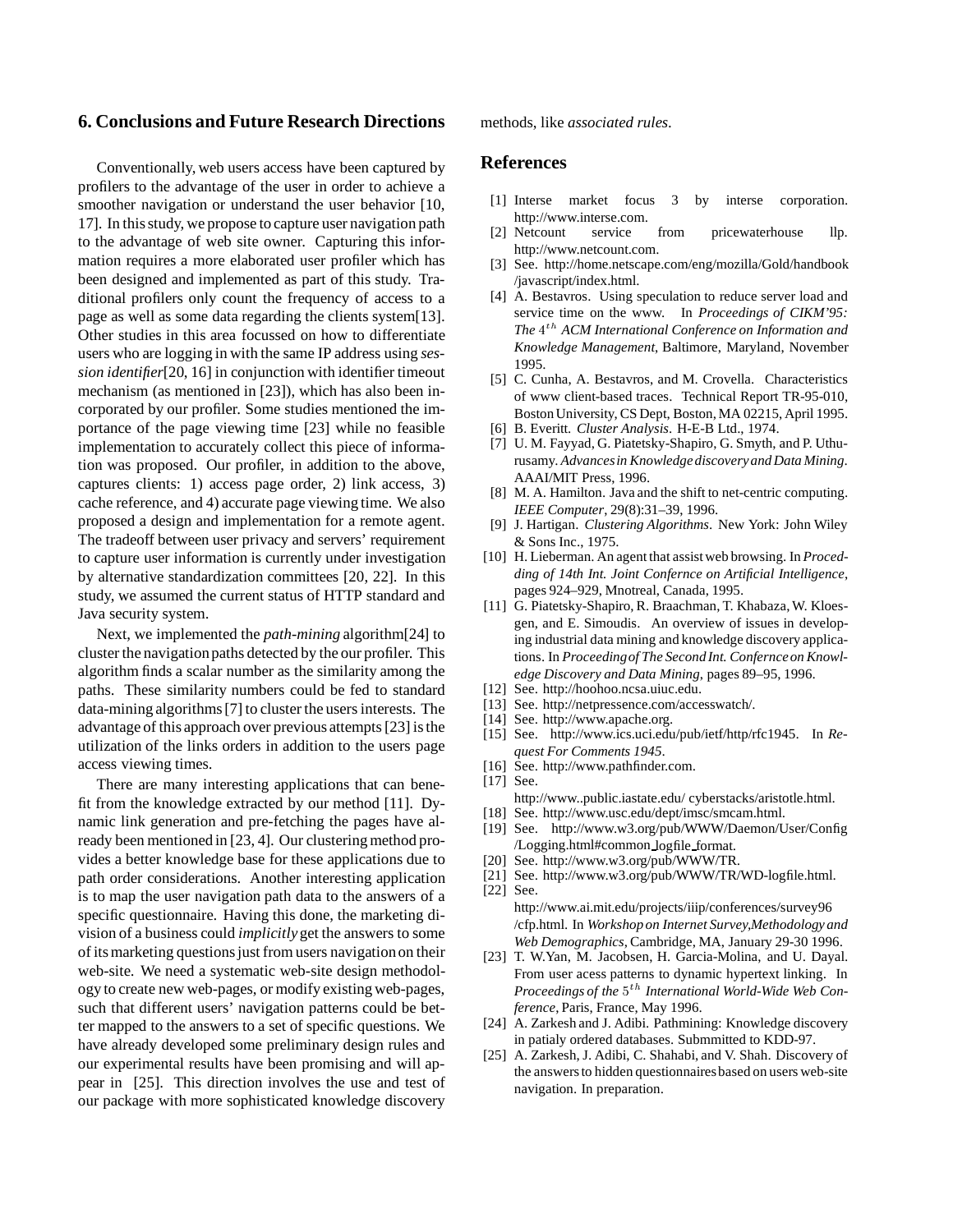## 6. Conclusions and Future Research Directions

Conventionally, web users access have been captured by profilers to the advantage of the user in order to achieve a smoother navigation or understand the user behavior [10, 17]. In this study, we propose to capture user navigation path to the advantage of web site owner. Capturing this information requires a more elaborated user profiler which has been designed and implemented as part of this study. Traditional profilers only count the frequency of access to a page as well as some data regarding the clients system[13]. Other studies in this area focussed on how to differentiate users who are logging in with the same IP address using *session identifier*[20, 16] in conjunction with identifier timeout mechanism (as mentioned in [23]), which has also been incorporated by our profiler. Some studies mentioned the importance of the page viewing time [23] while no feasible implementation to accurately collect this piece of information was proposed. Our profiler, in addition to the above, captures clients: 1) access page order, 2) link access, 3) cache reference, and 4) accurate page viewing time. We also proposed a design and implementation for a remote agent. The tradeoff between user privacy and servers' requirement to capture user information is currently under investigation by alternative standardization committees [20, 22]. In this study, we assumed the current status of HTTP standard and Java security system.

Next, we implemented the *path-mining* algorithm[24] to cluster the navigation paths detected by the our profiler. This algorithm finds a scalar number as the similarity among the paths. These similarity numbers could be fed to standard data-mining algorithms [7] to cluster the users interests. The advantage of this approach over previous attempts [23] is the utilization of the links orders in addition to the users page access viewing times.

There are many interesting applications that can benefit from the knowledge extracted by our method [11]. Dynamic link generation and pre-fetching the pages have already been mentioned in [23, 4]. Our clustering method provides a better knowledge base for these applications due to path order considerations. Another interesting application is to map the user navigation path data to the answers of a specific questionnaire. Having this done, the marketing division of a business could *implicitly* get the answers to some of its marketing questions just from users navigation on their web-site. We need a systematic web-site design methodology to create new web-pages, or modify existing web-pages, such that different users' navigation patterns could be better mapped to the answers to a set of specific questions. We have already developed some preliminary design rules and our experimental results have been promising and will appear in [25]. This direction involves the use and test of our package with more sophisticated knowledge discovery methods, like *associated rules*.

## References

[1] Interse market focus 3 by interse corporation. http://www.interse.com.

[2] Netcount service from pricewaterhouse llp. http://www.netcount.com.

[3] See. http://home.netscape.com/eng/mozilla/Gold/handbook /javascript/index.html.

[4] A. Bestavros. Using speculation to reduce server load and service time on the www. In *Proceedings of CIKM'95: The $4^{th}$ ACM International Conference on Information and Knowledge Management*, Baltimore, Maryland, November 1995.

[5] C. Cunha, A. Bestavros, and M. Crovella. Characteristics of www client-based traces. Technical Report TR-95-010, Boston University, CS Dept, Boston, MA 02215, April 1995.

[6] B. Everitt. *Cluster Analysis*. H-E-B Ltd., 1974.

[7] U. M. Fayyad, G. Piatetsky-Shapiro, G. Smyth, and P. Uthurusamy. *Advances in Knowledge discovery and Data Mining*. AAAI/MIT Press, 1996.

[8] M. A. Hamilton. Java and the shift to net-centric computing. *IEEE Computer*, 29(8):31–39, 1996.

[9] J. Hartigan. *Clustering Algorithms*. New York: John Wiley & Sons Inc., 1975.

[10] H. Lieberman. An agent that assist web browsing. In *Proceding of 14th Int. Joint Confernce on Artificial Intelligence*, pages 924–929, Mnotreal, Canada, 1995.

[11] G. Piatetsky-Shapiro, R. Braachman, T. Khabaza, W. Kloesgen, and E. Simoudis. An overview of issues in developing industrial data mining and knowledge discovery applications. In *Proceeding of The Second Int. Confernce on Knowledge Discovery and Data Mining*, pages 89–95, 1996.

[12] See. http://hoohoo.ncsa.uiuc.edu.

[13] See. http://netpressence.com/accesswatch/.

[14] See. http://www.apache.org.

[15] See. http://www.ics.uci.edu/pub/ietf/http/rfc1945. In *Request For Comments 1945*.

[16] See. http://www.pathfinder.com.

[17] See. http://www..public.iastate.edu/ cyberstacks/aristotle.html.

[18] See. http://www.usc.edu/dept/imsc/smcam.html.

[19] See. http://www.w3.org/pub/WWW/Daemon/User/Config /Logging.html#common_logfile_format.

[20] See. http://www.w3.org/pub/WWW/TR.

[21] See. http://www.w3.org/pub/WWW/TR/WD-logfile.html.

[22] See. http://www.ai.mit.edu/projects/iiip/conferences/survey96 /cfp.html. In *Workshop on Internet Survey,Methodology and Web Demographics*, Cambridge, MA, January 29-30 1996.

[23] T. W.Yan, M. Jacobsen, H. Garcia-Molina, and U. Dayal. From user acess patterns to dynamic hypertext linking. In *Proceedings of the $5^{th}$ International World-Wide Web Conference*, Paris, France, May 1996.

[24] A. Zarkesh and J. Adibi. Pathmining: Knowledge discovery in patialy ordered databases. Submmitted to KDD-97.

[25] A. Zarkesh, J. Adibi, C. Shahabi, and V. Shah. Discovery of the answers to hidden questionnaires based on users web-site navigation. In preparation.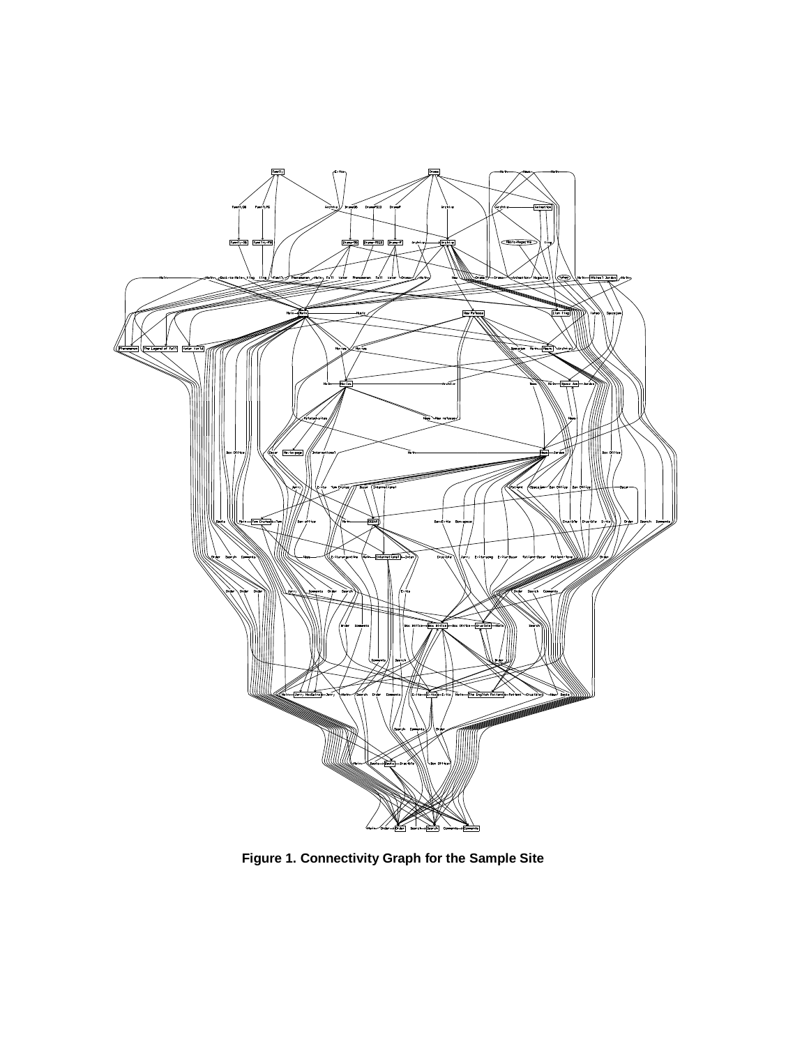Figure 1. Connectivity Graph for the Sample Site